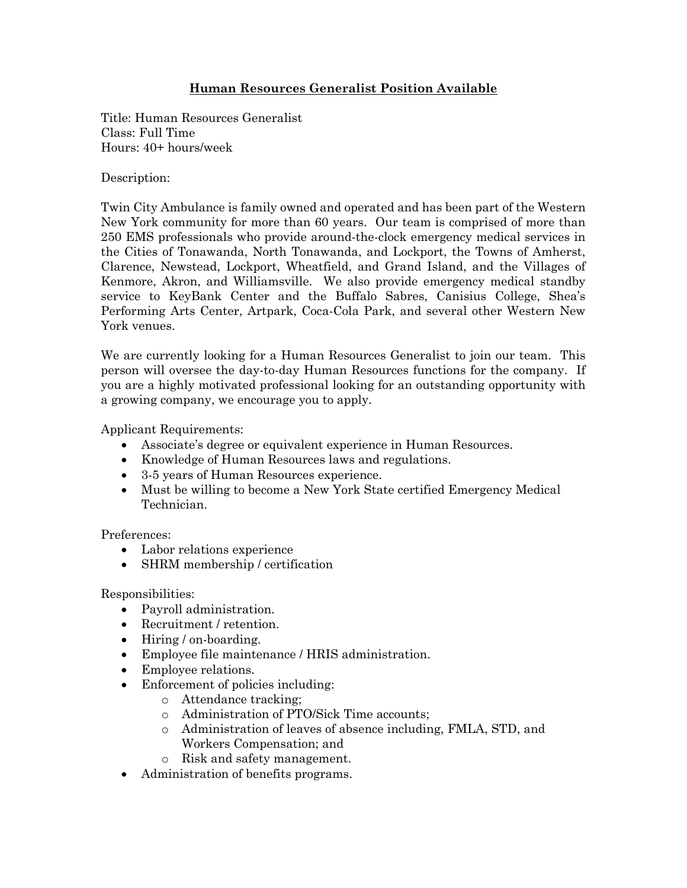# Human Resources Generalist Position Available

Title: Human Resources Generalist
Class: Full Time
Hours: 40+ hours/week

Description:

Twin City Ambulance is family owned and operated and has been part of the Western New York community for more than 60 years. Our team is comprised of more than 250 EMS professionals who provide around-the-clock emergency medical services in the Cities of Tonawanda, North Tonawanda, and Lockport, the Towns of Amherst, Clarence, Newstead, Lockport, Wheatfield, and Grand Island, and the Villages of Kenmore, Akron, and Williamsville. We also provide emergency medical standby service to KeyBank Center and the Buffalo Sabres, Canisius College, Shea's Performing Arts Center, Artpark, Coca-Cola Park, and several other Western New York venues.

We are currently looking for a Human Resources Generalist to join our team. This person will oversee the day-to-day Human Resources functions for the company. If you are a highly motivated professional looking for an outstanding opportunity with a growing company, we encourage you to apply.

Applicant Requirements:

- Associate's degree or equivalent experience in Human Resources.
- Knowledge of Human Resources laws and regulations.
- 3-5 years of Human Resources experience.
- Must be willing to become a New York State certified Emergency Medical Technician.

Preferences:

- Labor relations experience
- SHRM membership / certification

Responsibilities:

- Payroll administration.
- Recruitment / retention.
- Hiring / on-boarding.
- Employee file maintenance / HRIS administration.
- Employee relations.
- Enforcement of policies including:
  - Attendance tracking;
  - Administration of PTO/Sick Time accounts;
  - Administration of leaves of absence including, FMLA, STD, and Workers Compensation; and
  - Risk and safety management.
- Administration of benefits programs.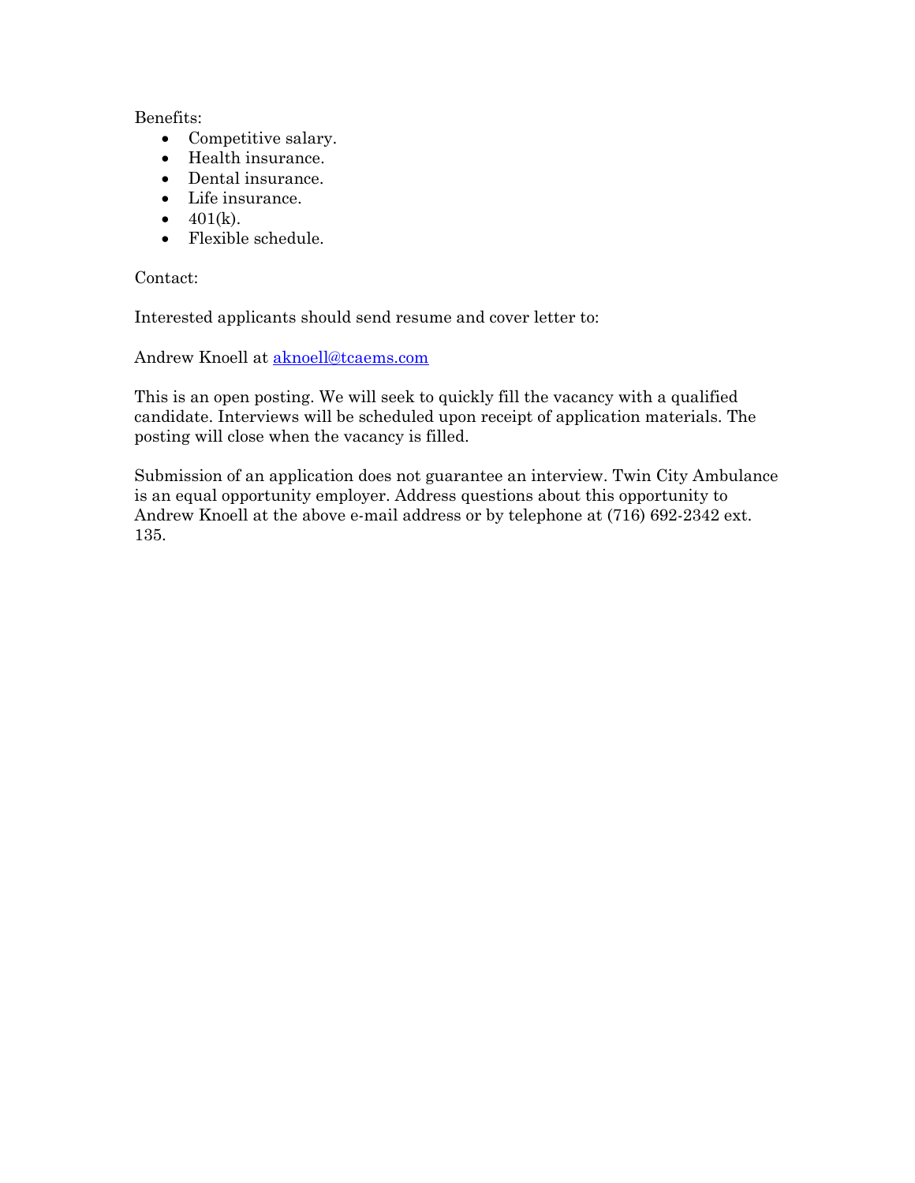Benefits:

- Competitive salary.
- Health insurance.
- Dental insurance.
- Life insurance.
- 401(k).
- Flexible schedule.

Contact:

Interested applicants should send resume and cover letter to:

Andrew Knoell at [aknoell@tcaems.com](mailto:aknoell@tcaems.com)

This is an open posting. We will seek to quickly fill the vacancy with a qualified candidate. Interviews will be scheduled upon receipt of application materials. The posting will close when the vacancy is filled.

Submission of an application does not guarantee an interview. Twin City Ambulance is an equal opportunity employer. Address questions about this opportunity to Andrew Knoell at the above e-mail address or by telephone at (716) 692-2342 ext. 135.